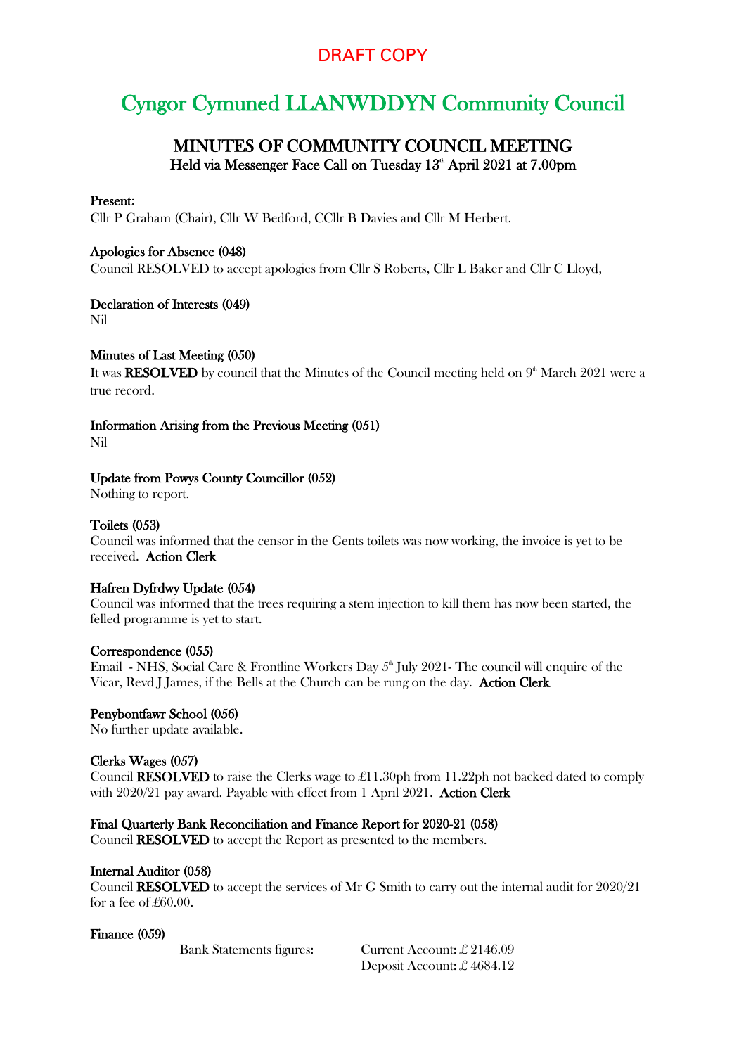DRAFT COPY

# Cyngor Cymuned LLANWDDYN Community Council

## MINUTES OF COMMUNITY COUNCIL MEETING

**Held via Messenger Face Call on Tuesday 13th April 2021 at 7.00pm**

**Present:**

Cllr P Graham (Chair), Cllr W Bedford, CCllr B Davies and Cllr M Herbert.

**Apologies for Absence (048)**

Council RESOLVED to accept apologies from Cllr S Roberts, Cllr L Baker and Cllr C Lloyd,

**Declaration of Interests (049)**

Nil

**Minutes of Last Meeting (050)**

It was **RESOLVED** by council that the Minutes of the Council meeting held on 9th March 2021 were a true record.

**Information Arising from the Previous Meeting (051)**

Nil

**Update from Powys County Councillor (052)**

Nothing to report.

**Toilets (053)**

Council was informed that the censor in the Gents toilets was now working, the invoice is yet to be received. **Action Clerk**

**Hafren Dyfrdwy Update (054)**

Council was informed that the trees requiring a stem injection to kill them has now been started, the felled programme is yet to start.

**Correspondence (055)**

Email - NHS, Social Care & Frontline Workers Day 5th July 2021- The council will enquire of the Vicar, Revd J James, if the Bells at the Church can be rung on the day. **Action Clerk**

**Penybontfawr School (056)**

No further update available.

**Clerks Wages (057)**

Council **RESOLVED** to raise the Clerks wage to £11.30ph from 11.22ph not backed dated to comply with 2020/21 pay award. Payable with effect from 1 April 2021. **Action Clerk**

**Final Quarterly Bank Reconciliation and Finance Report for 2020-21 (058)**

Council **RESOLVED** to accept the Report as presented to the members.

**Internal Auditor (058)**

Council **RESOLVED** to accept the services of Mr G Smith to carry out the internal audit for 2020/21 for a fee of £60.00.

**Finance (059)**

Bank Statements figures: Current Account: £ 2146.09

Deposit Account: £ 4684.12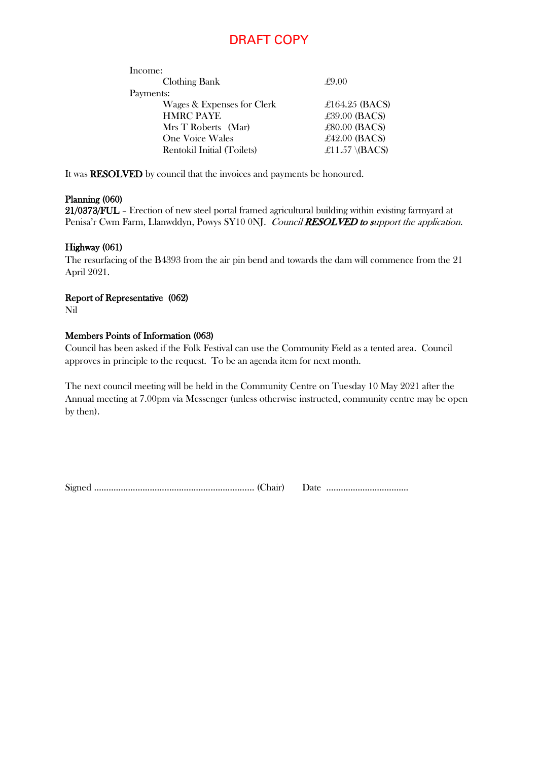DRAFT COPY

| | |
|---|---|
| Income: | |
| Clothing Bank | £9.00 |
| Payments: | |
| Wages & Expenses for Clerk | £164.25 **(BACS)** |
| HMRC PAYE | £39.00 **(BACS)** |
| Mrs T Roberts (Mar) | £80.00 **(BACS)** |
| One Voice Wales | £42.00 **(BACS)** |
| Rentokil Initial (Toilets) | £11.57 \(BACS) |

It was **RESOLVED** by council that the invoices and payments be honoured.

**Planning (060)**
**21/0373/FUL** – Erection of new steel portal framed agricultural building within existing farmyard at Penisa'r Cwm Farm, Llanwddyn, Powys SY10 0NJ. *Council **RESOLVED** to support the application.*

**Highway (061)**
The resurfacing of the B4393 from the air pin bend and towards the dam will commence from the 21 April 2021.

**Report of Representative (062)**
Nil

**Members Points of Information (063)**
Council has been asked if the Folk Festival can use the Community Field as a tented area. Council approves in principle to the request. To be an agenda item for next month.

The next council meeting will be held in the Community Centre on Tuesday 10 May 2021 after the Annual meeting at 7.00pm via Messenger (unless otherwise instructed, community centre may be open by then).

Signed ................................................................... (Chair) Date ..................................